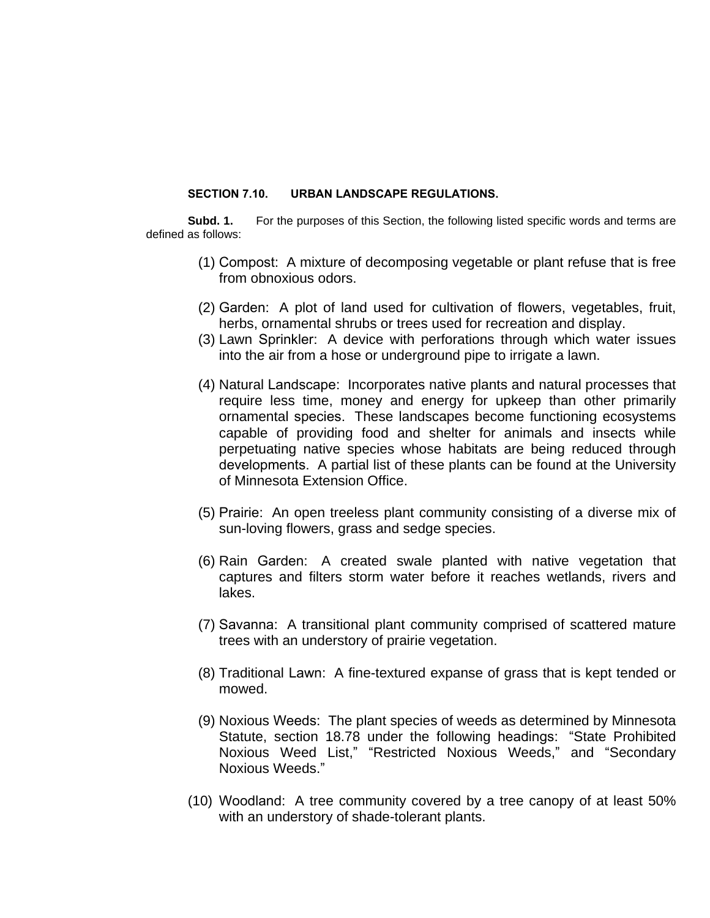## SECTION 7.10. URBAN LANDSCAPE REGULATIONS.

**Subd. 1.** For the purposes of this Section, the following listed specific words and terms are defined as follows:

(1) Compost: A mixture of decomposing vegetable or plant refuse that is free from obnoxious odors.

(2) Garden: A plot of land used for cultivation of flowers, vegetables, fruit, herbs, ornamental shrubs or trees used for recreation and display.

(3) Lawn Sprinkler: A device with perforations through which water issues into the air from a hose or underground pipe to irrigate a lawn.

(4) Natural Landscape: Incorporates native plants and natural processes that require less time, money and energy for upkeep than other primarily ornamental species. These landscapes become functioning ecosystems capable of providing food and shelter for animals and insects while perpetuating native species whose habitats are being reduced through developments. A partial list of these plants can be found at the University of Minnesota Extension Office.

(5) Prairie: An open treeless plant community consisting of a diverse mix of sun-loving flowers, grass and sedge species.

(6) Rain Garden: A created swale planted with native vegetation that captures and filters storm water before it reaches wetlands, rivers and lakes.

(7) Savanna: A transitional plant community comprised of scattered mature trees with an understory of prairie vegetation.

(8) Traditional Lawn: A fine-textured expanse of grass that is kept tended or mowed.

(9) Noxious Weeds: The plant species of weeds as determined by Minnesota Statute, section 18.78 under the following headings: "State Prohibited Noxious Weed List," "Restricted Noxious Weeds," and "Secondary Noxious Weeds."

(10) Woodland: A tree community covered by a tree canopy of at least 50% with an understory of shade-tolerant plants.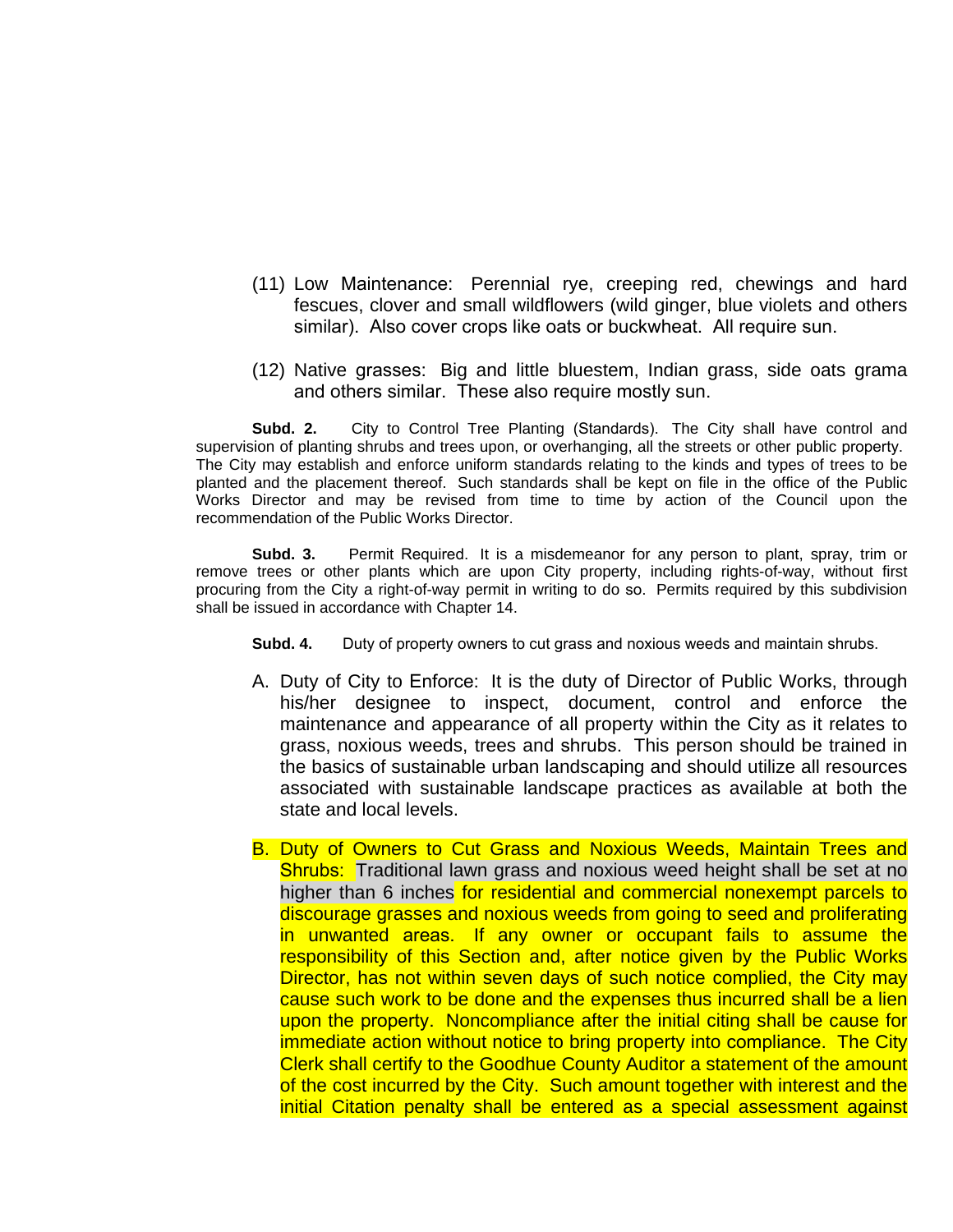(11) Low Maintenance: Perennial rye, creeping red, chewings and hard fescues, clover and small wildflowers (wild ginger, blue violets and others similar). Also cover crops like oats or buckwheat. All require sun.

(12) Native grasses: Big and little bluestem, Indian grass, side oats grama and others similar. These also require mostly sun.

**Subd. 2.** City to Control Tree Planting (Standards). The City shall have control and supervision of planting shrubs and trees upon, or overhanging, all the streets or other public property. The City may establish and enforce uniform standards relating to the kinds and types of trees to be planted and the placement thereof. Such standards shall be kept on file in the office of the Public Works Director and may be revised from time to time by action of the Council upon the recommendation of the Public Works Director.

**Subd. 3.** Permit Required. It is a misdemeanor for any person to plant, spray, trim or remove trees or other plants which are upon City property, including rights-of-way, without first procuring from the City a right-of-way permit in writing to do so. Permits required by this subdivision shall be issued in accordance with Chapter 14.

**Subd. 4.** Duty of property owners to cut grass and noxious weeds and maintain shrubs.

A. Duty of City to Enforce: It is the duty of Director of Public Works, through his/her designee to inspect, document, control and enforce the maintenance and appearance of all property within the City as it relates to grass, noxious weeds, trees and shrubs. This person should be trained in the basics of sustainable urban landscaping and should utilize all resources associated with sustainable landscape practices as available at both the state and local levels.

B. Duty of Owners to Cut Grass and Noxious Weeds, Maintain Trees and Shrubs: Traditional lawn grass and noxious weed height shall be set at no higher than 6 inches for residential and commercial nonexempt parcels to discourage grasses and noxious weeds from going to seed and proliferating in unwanted areas. If any owner or occupant fails to assume the responsibility of this Section and, after notice given by the Public Works Director, has not within seven days of such notice complied, the City may cause such work to be done and the expenses thus incurred shall be a lien upon the property. Noncompliance after the initial citing shall be cause for immediate action without notice to bring property into compliance. The City Clerk shall certify to the Goodhue County Auditor a statement of the amount of the cost incurred by the City. Such amount together with interest and the initial Citation penalty shall be entered as a special assessment against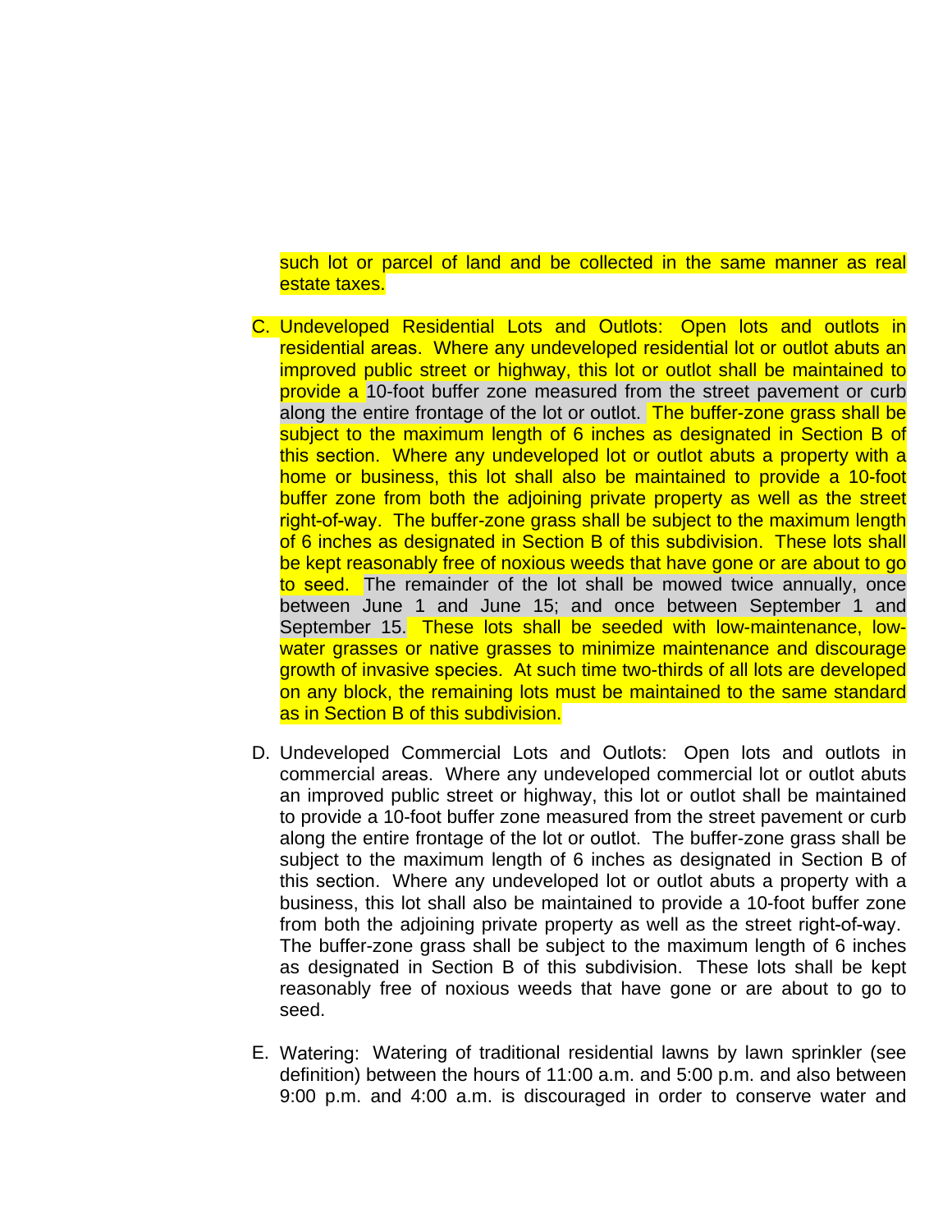such lot or parcel of land and be collected in the same manner as real estate taxes.

C. Undeveloped Residential Lots and Outlots: Open lots and outlots in residential areas. Where any undeveloped residential lot or outlot abuts an improved public street or highway, this lot or outlot shall be maintained to provide a 10-foot buffer zone measured from the street pavement or curb along the entire frontage of the lot or outlot. The buffer-zone grass shall be subject to the maximum length of 6 inches as designated in Section B of this section. Where any undeveloped lot or outlot abuts a property with a home or business, this lot shall also be maintained to provide a 10-foot buffer zone from both the adjoining private property as well as the street right-of-way. The buffer-zone grass shall be subject to the maximum length of 6 inches as designated in Section B of this subdivision. These lots shall be kept reasonably free of noxious weeds that have gone or are about to go to seed. The remainder of the lot shall be mowed twice annually, once between June 1 and June 15; and once between September 1 and September 15. These lots shall be seeded with low-maintenance, low-water grasses or native grasses to minimize maintenance and discourage growth of invasive species. At such time two-thirds of all lots are developed on any block, the remaining lots must be maintained to the same standard as in Section B of this subdivision.

D. Undeveloped Commercial Lots and Outlots: Open lots and outlots in commercial areas. Where any undeveloped commercial lot or outlot abuts an improved public street or highway, this lot or outlot shall be maintained to provide a 10-foot buffer zone measured from the street pavement or curb along the entire frontage of the lot or outlot. The buffer-zone grass shall be subject to the maximum length of 6 inches as designated in Section B of this section. Where any undeveloped lot or outlot abuts a property with a business, this lot shall also be maintained to provide a 10-foot buffer zone from both the adjoining private property as well as the street right-of-way. The buffer-zone grass shall be subject to the maximum length of 6 inches as designated in Section B of this subdivision. These lots shall be kept reasonably free of noxious weeds that have gone or are about to go to seed.

E. Watering: Watering of traditional residential lawns by lawn sprinkler (see definition) between the hours of 11:00 a.m. and 5:00 p.m. and also between 9:00 p.m. and 4:00 a.m. is discouraged in order to conserve water and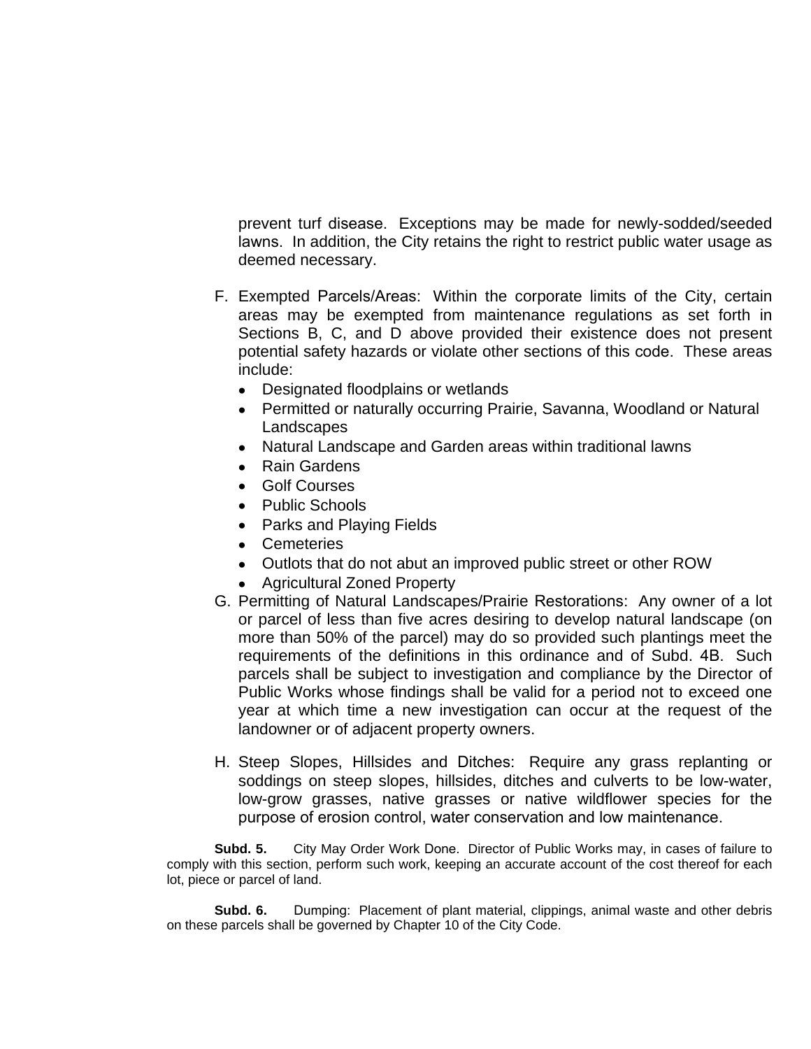prevent turf disease. Exceptions may be made for newly-sodded/seeded lawns. In addition, the City retains the right to restrict public water usage as deemed necessary.

F. Exempted Parcels/Areas: Within the corporate limits of the City, certain areas may be exempted from maintenance regulations as set forth in Sections B, C, and D above provided their existence does not present potential safety hazards or violate other sections of this code. These areas include:
   - Designated floodplains or wetlands
   - Permitted or naturally occurring Prairie, Savanna, Woodland or Natural Landscapes
   - Natural Landscape and Garden areas within traditional lawns
   - Rain Gardens
   - Golf Courses
   - Public Schools
   - Parks and Playing Fields
   - Cemeteries
   - Outlots that do not abut an improved public street or other ROW
   - Agricultural Zoned Property

G. Permitting of Natural Landscapes/Prairie Restorations: Any owner of a lot or parcel of less than five acres desiring to develop natural landscape (on more than 50% of the parcel) may do so provided such plantings meet the requirements of the definitions in this ordinance and of Subd. 4B. Such parcels shall be subject to investigation and compliance by the Director of Public Works whose findings shall be valid for a period not to exceed one year at which time a new investigation can occur at the request of the landowner or of adjacent property owners.

H. Steep Slopes, Hillsides and Ditches: Require any grass replanting or soddings on steep slopes, hillsides, ditches and culverts to be low-water, low-grow grasses, native grasses or native wildflower species for the purpose of erosion control, water conservation and low maintenance.

**Subd. 5.** City May Order Work Done. Director of Public Works may, in cases of failure to comply with this section, perform such work, keeping an accurate account of the cost thereof for each lot, piece or parcel of land.

**Subd. 6.** Dumping: Placement of plant material, clippings, animal waste and other debris on these parcels shall be governed by Chapter 10 of the City Code.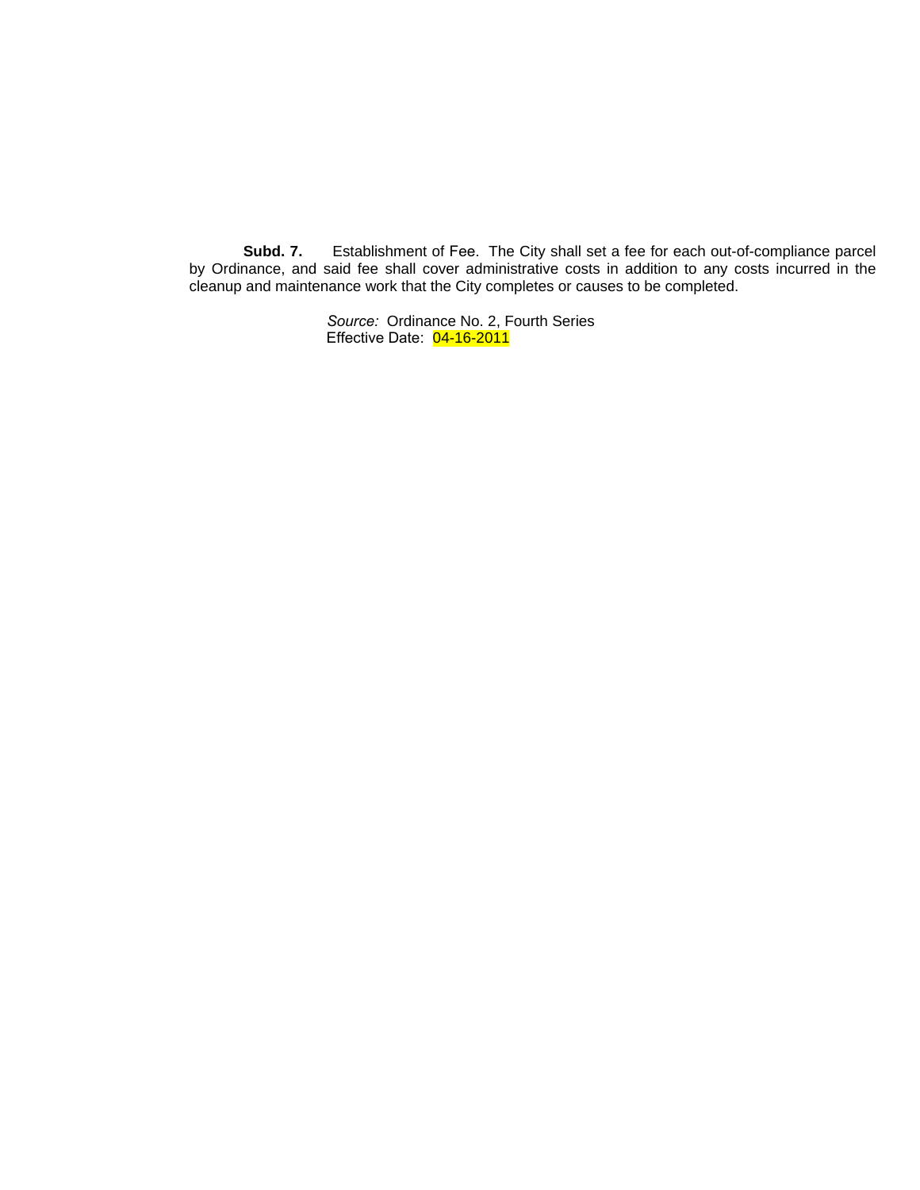**Subd. 7.** Establishment of Fee. The City shall set a fee for each out-of-compliance parcel by Ordinance, and said fee shall cover administrative costs in addition to any costs incurred in the cleanup and maintenance work that the City completes or causes to be completed.

*Source:* Ordinance No. 2, Fourth Series
Effective Date: 04-16-2011